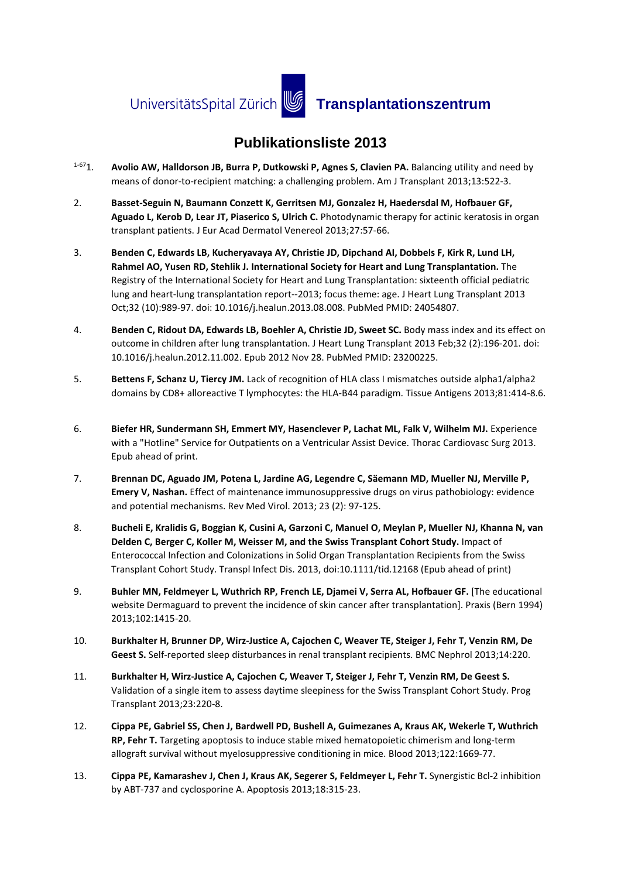UniversitätsSpital Zürich **Transplantationszentrum**

# Publikationsliste 2013

[1-67]1. **Avolio AW, Halldorson JB, Burra P, Dutkowski P, Agnes S, Clavien PA.** Balancing utility and need by means of donor-to-recipient matching: a challenging problem. Am J Transplant 2013;13:522-3.

2. **Basset-Seguin N, Baumann Conzett K, Gerritsen MJ, Gonzalez H, Haedersdal M, Hofbauer GF, Aguado L, Kerob D, Lear JT, Piaserico S, Ulrich C.** Photodynamic therapy for actinic keratosis in organ transplant patients. J Eur Acad Dermatol Venereol 2013;27:57-66.

3. **Benden C, Edwards LB, Kucheryavaya AY, Christie JD, Dipchand AI, Dobbels F, Kirk R, Lund LH, Rahmel AO, Yusen RD, Stehlik J. International Society for Heart and Lung Transplantation.** The Registry of the International Society for Heart and Lung Transplantation: sixteenth official pediatric lung and heart-lung transplantation report--2013; focus theme: age. J Heart Lung Transplant 2013 Oct;32 (10):989-97. doi: 10.1016/j.healun.2013.08.008. PubMed PMID: 24054807.

4. **Benden C, Ridout DA, Edwards LB, Boehler A, Christie JD, Sweet SC.** Body mass index and its effect on outcome in children after lung transplantation. J Heart Lung Transplant 2013 Feb;32 (2):196-201. doi: 10.1016/j.healun.2012.11.002. Epub 2012 Nov 28. PubMed PMID: 23200225.

5. **Bettens F, Schanz U, Tiercy JM.** Lack of recognition of HLA class I mismatches outside alpha1/alpha2 domains by CD8+ alloreactive T lymphocytes: the HLA-B44 paradigm. Tissue Antigens 2013;81:414-8.6.

6. **Biefer HR, Sundermann SH, Emmert MY, Hasenclever P, Lachat ML, Falk V, Wilhelm MJ.** Experience with a "Hotline" Service for Outpatients on a Ventricular Assist Device. Thorac Cardiovasc Surg 2013. Epub ahead of print.

7. **Brennan DC, Aguado JM, Potena L, Jardine AG, Legendre C, Säemann MD, Mueller NJ, Merville P, Emery V, Nashan.** Effect of maintenance immunosuppressive drugs on virus pathobiology: evidence and potential mechanisms. Rev Med Virol. 2013; 23 (2): 97-125.

8. **Bucheli E, Kralidis G, Boggian K, Cusini A, Garzoni C, Manuel O, Meylan P, Mueller NJ, Khanna N, van Delden C, Berger C, Koller M, Weisser M, and the Swiss Transplant Cohort Study.** Impact of Enterococcal Infection and Colonizations in Solid Organ Transplantation Recipients from the Swiss Transplant Cohort Study. Transpl Infect Dis. 2013, doi:10.1111/tid.12168 (Epub ahead of print)

9. **Buhler MN, Feldmeyer L, Wuthrich RP, French LE, Djamei V, Serra AL, Hofbauer GF.** [The educational website Dermaguard to prevent the incidence of skin cancer after transplantation]. Praxis (Bern 1994) 2013;102:1415-20.

10. **Burkhalter H, Brunner DP, Wirz-Justice A, Cajochen C, Weaver TE, Steiger J, Fehr T, Venzin RM, De Geest S.** Self-reported sleep disturbances in renal transplant recipients. BMC Nephrol 2013;14:220.

11. **Burkhalter H, Wirz-Justice A, Cajochen C, Weaver T, Steiger J, Fehr T, Venzin RM, De Geest S.** Validation of a single item to assess daytime sleepiness for the Swiss Transplant Cohort Study. Prog Transplant 2013;23:220-8.

12. **Cippa PE, Gabriel SS, Chen J, Bardwell PD, Bushell A, Guimezanes A, Kraus AK, Wekerle T, Wuthrich RP, Fehr T.** Targeting apoptosis to induce stable mixed hematopoietic chimerism and long-term allograft survival without myelosuppressive conditioning in mice. Blood 2013;122:1669-77.

13. **Cippa PE, Kamarashev J, Chen J, Kraus AK, Segerer S, Feldmeyer L, Fehr T.** Synergistic Bcl-2 inhibition by ABT-737 and cyclosporine A. Apoptosis 2013;18:315-23.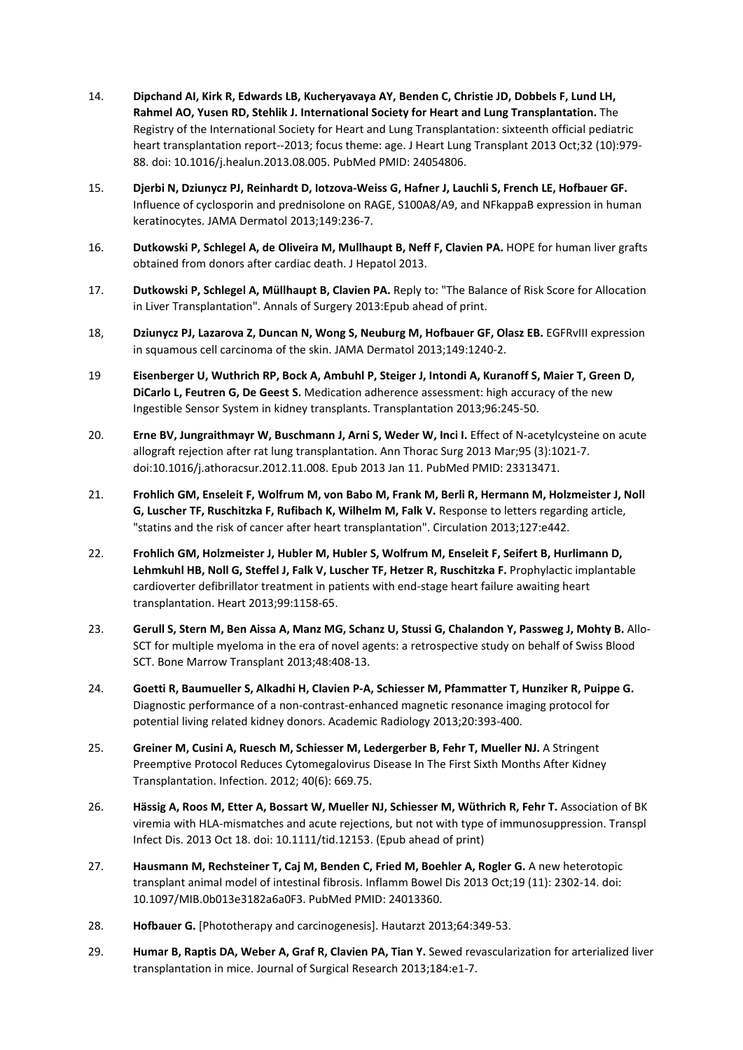14. **Dipchand AI, Kirk R, Edwards LB, Kucheryavaya AY, Benden C, Christie JD, Dobbels F, Lund LH, Rahmel AO, Yusen RD, Stehlik J. International Society for Heart and Lung Transplantation.** The Registry of the International Society for Heart and Lung Transplantation: sixteenth official pediatric heart transplantation report--2013; focus theme: age. J Heart Lung Transplant 2013 Oct;32 (10):979-88. doi: 10.1016/j.healun.2013.08.005. PubMed PMID: 24054806.

15. **Djerbi N, Dziunycz PJ, Reinhardt D, Iotzova-Weiss G, Hafner J, Lauchli S, French LE, Hofbauer GF.** Influence of cyclosporin and prednisolone on RAGE, S100A8/A9, and NFkappaB expression in human keratinocytes. JAMA Dermatol 2013;149:236-7.

16. **Dutkowski P, Schlegel A, de Oliveira M, Mullhaupt B, Neff F, Clavien PA.** HOPE for human liver grafts obtained from donors after cardiac death. J Hepatol 2013.

17. **Dutkowski P, Schlegel A, Müllhaupt B, Clavien PA.** Reply to: "The Balance of Risk Score for Allocation in Liver Transplantation". Annals of Surgery 2013:Epub ahead of print.

18, **Dziunycz PJ, Lazarova Z, Duncan N, Wong S, Neuburg M, Hofbauer GF, Olasz EB.** EGFRvIII expression in squamous cell carcinoma of the skin. JAMA Dermatol 2013;149:1240-2.

19 **Eisenberger U, Wuthrich RP, Bock A, Ambuhl P, Steiger J, Intondi A, Kuranoff S, Maier T, Green D, DiCarlo L, Feutren G, De Geest S.** Medication adherence assessment: high accuracy of the new Ingestible Sensor System in kidney transplants. Transplantation 2013;96:245-50.

20. **Erne BV, Jungraithmayr W, Buschmann J, Arni S, Weder W, Inci I.** Effect of N-acetylcysteine on acute allograft rejection after rat lung transplantation. Ann Thorac Surg 2013 Mar;95 (3):1021-7. doi:10.1016/j.athoracsur.2012.11.008. Epub 2013 Jan 11. PubMed PMID: 23313471.

21. **Frohlich GM, Enseleit F, Wolfrum M, von Babo M, Frank M, Berli R, Hermann M, Holzmeister J, Noll G, Luscher TF, Ruschitzka F, Rufibach K, Wilhelm M, Falk V.** Response to letters regarding article, "statins and the risk of cancer after heart transplantation". Circulation 2013;127:e442.

22. **Frohlich GM, Holzmeister J, Hubler M, Hubler S, Wolfrum M, Enseleit F, Seifert B, Hurlimann D, Lehmkuhl HB, Noll G, Steffel J, Falk V, Luscher TF, Hetzer R, Ruschitzka F.** Prophylactic implantable cardioverter defibrillator treatment in patients with end-stage heart failure awaiting heart transplantation. Heart 2013;99:1158-65.

23. **Gerull S, Stern M, Ben Aissa A, Manz MG, Schanz U, Stussi G, Chalandon Y, Passweg J, Mohty B.** Allo-SCT for multiple myeloma in the era of novel agents: a retrospective study on behalf of Swiss Blood SCT. Bone Marrow Transplant 2013;48:408-13.

24. **Goetti R, Baumueller S, Alkadhi H, Clavien P-A, Schiesser M, Pfammatter T, Hunziker R, Puippe G.** Diagnostic performance of a non-contrast-enhanced magnetic resonance imaging protocol for potential living related kidney donors. Academic Radiology 2013;20:393-400.

25. **Greiner M, Cusini A, Ruesch M, Schiesser M, Ledergerber B, Fehr T, Mueller NJ.** A Stringent Preemptive Protocol Reduces Cytomegalovirus Disease In The First Sixth Months After Kidney Transplantation. Infection. 2012; 40(6): 669.75.

26. **Hässig A, Roos M, Etter A, Bossart W, Mueller NJ, Schiesser M, Wüthrich R, Fehr T.** Association of BK viremia with HLA-mismatches and acute rejections, but not with type of immunosuppression. Transpl Infect Dis. 2013 Oct 18. doi: 10.1111/tid.12153. (Epub ahead of print)

27. **Hausmann M, Rechsteiner T, Caj M, Benden C, Fried M, Boehler A, Rogler G.** A new heterotopic transplant animal model of intestinal fibrosis. Inflamm Bowel Dis 2013 Oct;19 (11): 2302-14. doi: 10.1097/MIB.0b013e3182a6a0F3. PubMed PMID: 24013360.

28. **Hofbauer G.** [Phototherapy and carcinogenesis]. Hautarzt 2013;64:349-53.

29. **Humar B, Raptis DA, Weber A, Graf R, Clavien PA, Tian Y.** Sewed revascularization for arterialized liver transplantation in mice. Journal of Surgical Research 2013;184:e1-7.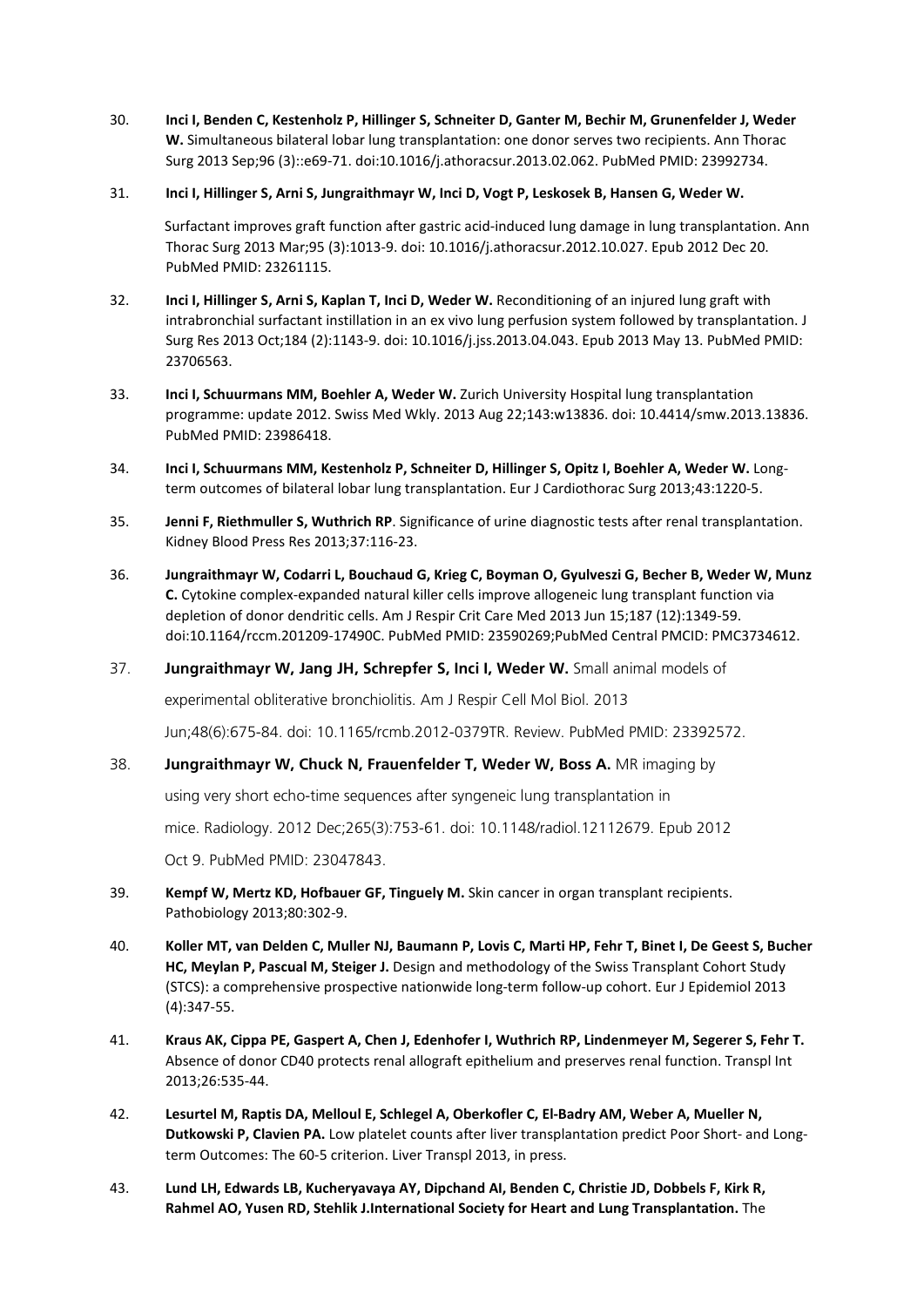30. **Inci I, Benden C, Kestenholz P, Hillinger S, Schneiter D, Ganter M, Bechir M, Grunenfelder J, Weder W.** Simultaneous bilateral lobar lung transplantation: one donor serves two recipients. Ann Thorac Surg 2013 Sep;96 (3)::e69-71. doi:10.1016/j.athoracsur.2013.02.062. PubMed PMID: 23992734.

31. **Inci I, Hillinger S, Arni S, Jungraithmayr W, Inci D, Vogt P, Leskosek B, Hansen G, Weder W.** Surfactant improves graft function after gastric acid-induced lung damage in lung transplantation. Ann Thorac Surg 2013 Mar;95 (3):1013-9. doi: 10.1016/j.athoracsur.2012.10.027. Epub 2012 Dec 20. PubMed PMID: 23261115.

32. **Inci I, Hillinger S, Arni S, Kaplan T, Inci D, Weder W.** Reconditioning of an injured lung graft with intrabronchial surfactant instillation in an ex vivo lung perfusion system followed by transplantation. J Surg Res 2013 Oct;184 (2):1143-9. doi: 10.1016/j.jss.2013.04.043. Epub 2013 May 13. PubMed PMID: 23706563.

33. **Inci I, Schuurmans MM, Boehler A, Weder W.** Zurich University Hospital lung transplantation programme: update 2012. Swiss Med Wkly. 2013 Aug 22;143:w13836. doi: 10.4414/smw.2013.13836. PubMed PMID: 23986418.

34. **Inci I, Schuurmans MM, Kestenholz P, Schneiter D, Hillinger S, Opitz I, Boehler A, Weder W.** Long-term outcomes of bilateral lobar lung transplantation. Eur J Cardiothorac Surg 2013;43:1220-5.

35. **Jenni F, Riethmuller S, Wuthrich RP**. Significance of urine diagnostic tests after renal transplantation. Kidney Blood Press Res 2013;37:116-23.

36. **Jungraithmayr W, Codarri L, Bouchaud G, Krieg C, Boyman O, Gyulveszi G, Becher B, Weder W, Munz C.** Cytokine complex-expanded natural killer cells improve allogeneic lung transplant function via depletion of donor dendritic cells. Am J Respir Crit Care Med 2013 Jun 15;187 (12):1349-59. doi:10.1164/rccm.201209-17490C. PubMed PMID: 23590269;PubMed Central PMCID: PMC3734612.

37. **Jungraithmayr W, Jang JH, Schrepfer S, Inci I, Weder W.** Small animal models of experimental obliterative bronchiolitis. Am J Respir Cell Mol Biol. 2013 Jun;48(6):675-84. doi: 10.1165/rcmb.2012-0379TR. Review. PubMed PMID: 23392572.

38. **Jungraithmayr W, Chuck N, Frauenfelder T, Weder W, Boss A.** MR imaging by using very short echo-time sequences after syngeneic lung transplantation in mice. Radiology. 2012 Dec;265(3):753-61. doi: 10.1148/radiol.12112679. Epub 2012 Oct 9. PubMed PMID: 23047843.

39. **Kempf W, Mertz KD, Hofbauer GF, Tinguely M.** Skin cancer in organ transplant recipients. Pathobiology 2013;80:302-9.

40. **Koller MT, van Delden C, Muller NJ, Baumann P, Lovis C, Marti HP, Fehr T, Binet I, De Geest S, Bucher HC, Meylan P, Pascual M, Steiger J.** Design and methodology of the Swiss Transplant Cohort Study (STCS): a comprehensive prospective nationwide long-term follow-up cohort. Eur J Epidemiol 2013 (4):347-55.

41. **Kraus AK, Cippa PE, Gaspert A, Chen J, Edenhofer I, Wuthrich RP, Lindenmeyer M, Segerer S, Fehr T.** Absence of donor CD40 protects renal allograft epithelium and preserves renal function. Transpl Int 2013;26:535-44.

42. **Lesurtel M, Raptis DA, Melloul E, Schlegel A, Oberkofler C, El-Badry AM, Weber A, Mueller N, Dutkowski P, Clavien PA.** Low platelet counts after liver transplantation predict Poor Short- and Long-term Outcomes: The 60-5 criterion. Liver Transpl 2013, in press.

43. **Lund LH, Edwards LB, Kucheryavaya AY, Dipchand AI, Benden C, Christie JD, Dobbels F, Kirk R, Rahmel AO, Yusen RD, Stehlik J.International Society for Heart and Lung Transplantation.** The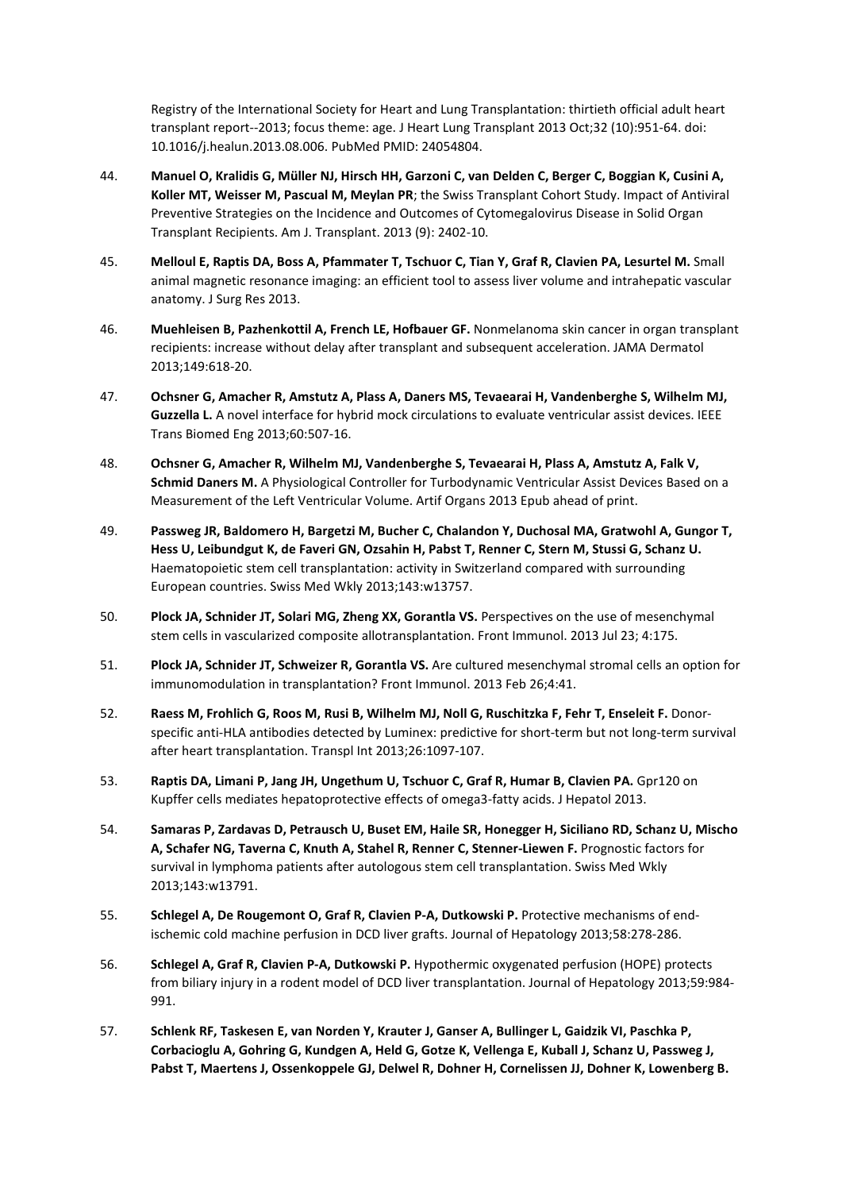Registry of the International Society for Heart and Lung Transplantation: thirtieth official adult heart transplant report--2013; focus theme: age. J Heart Lung Transplant 2013 Oct;32 (10):951-64. doi: 10.1016/j.healun.2013.08.006. PubMed PMID: 24054804.

44. **Manuel O, Kralidis G, Müller NJ, Hirsch HH, Garzoni C, van Delden C, Berger C, Boggian K, Cusini A, Koller MT, Weisser M, Pascual M, Meylan PR**; the Swiss Transplant Cohort Study. Impact of Antiviral Preventive Strategies on the Incidence and Outcomes of Cytomegalovirus Disease in Solid Organ Transplant Recipients. Am J. Transplant. 2013 (9): 2402-10.

45. **Melloul E, Raptis DA, Boss A, Pfammater T, Tschuor C, Tian Y, Graf R, Clavien PA, Lesurtel M.** Small animal magnetic resonance imaging: an efficient tool to assess liver volume and intrahepatic vascular anatomy. J Surg Res 2013.

46. **Muehleisen B, Pazhenkottil A, French LE, Hofbauer GF.** Nonmelanoma skin cancer in organ transplant recipients: increase without delay after transplant and subsequent acceleration. JAMA Dermatol 2013;149:618-20.

47. **Ochsner G, Amacher R, Amstutz A, Plass A, Daners MS, Tevaearai H, Vandenberghe S, Wilhelm MJ, Guzzella L.** A novel interface for hybrid mock circulations to evaluate ventricular assist devices. IEEE Trans Biomed Eng 2013;60:507-16.

48. **Ochsner G, Amacher R, Wilhelm MJ, Vandenberghe S, Tevaearai H, Plass A, Amstutz A, Falk V, Schmid Daners M.** A Physiological Controller for Turbodynamic Ventricular Assist Devices Based on a Measurement of the Left Ventricular Volume. Artif Organs 2013 Epub ahead of print.

49. **Passweg JR, Baldomero H, Bargetzi M, Bucher C, Chalandon Y, Duchosal MA, Gratwohl A, Gungor T, Hess U, Leibundgut K, de Faveri GN, Ozsahin H, Pabst T, Renner C, Stern M, Stussi G, Schanz U.** Haematopoietic stem cell transplantation: activity in Switzerland compared with surrounding European countries. Swiss Med Wkly 2013;143:w13757.

50. **Plock JA, Schnider JT, Solari MG, Zheng XX, Gorantla VS.** Perspectives on the use of mesenchymal stem cells in vascularized composite allotransplantation. Front Immunol. 2013 Jul 23; 4:175.

51. **Plock JA, Schnider JT, Schweizer R, Gorantla VS.** Are cultured mesenchymal stromal cells an option for immunomodulation in transplantation? Front Immunol. 2013 Feb 26;4:41.

52. **Raess M, Frohlich G, Roos M, Rusi B, Wilhelm MJ, Noll G, Ruschitzka F, Fehr T, Enseleit F.** Donor-specific anti-HLA antibodies detected by Luminex: predictive for short-term but not long-term survival after heart transplantation. Transpl Int 2013;26:1097-107.

53. **Raptis DA, Limani P, Jang JH, Ungethum U, Tschuor C, Graf R, Humar B, Clavien PA.** Gpr120 on Kupffer cells mediates hepatoprotective effects of omega3-fatty acids. J Hepatol 2013.

54. **Samaras P, Zardavas D, Petrausch U, Buset EM, Haile SR, Honegger H, Siciliano RD, Schanz U, Mischo A, Schafer NG, Taverna C, Knuth A, Stahel R, Renner C, Stenner-Liewen F.** Prognostic factors for survival in lymphoma patients after autologous stem cell transplantation. Swiss Med Wkly 2013;143:w13791.

55. **Schlegel A, De Rougemont O, Graf R, Clavien P-A, Dutkowski P.** Protective mechanisms of end-ischemic cold machine perfusion in DCD liver grafts. Journal of Hepatology 2013;58:278-286.

56. **Schlegel A, Graf R, Clavien P-A, Dutkowski P.** Hypothermic oxygenated perfusion (HOPE) protects from biliary injury in a rodent model of DCD liver transplantation. Journal of Hepatology 2013;59:984-991.

57. **Schlenk RF, Taskesen E, van Norden Y, Krauter J, Ganser A, Bullinger L, Gaidzik VI, Paschka P, Corbacioglu A, Gohring G, Kundgen A, Held G, Gotze K, Vellenga E, Kuball J, Schanz U, Passweg J, Pabst T, Maertens J, Ossenkoppele GJ, Delwel R, Dohner H, Cornelissen JJ, Dohner K, Lowenberg B.**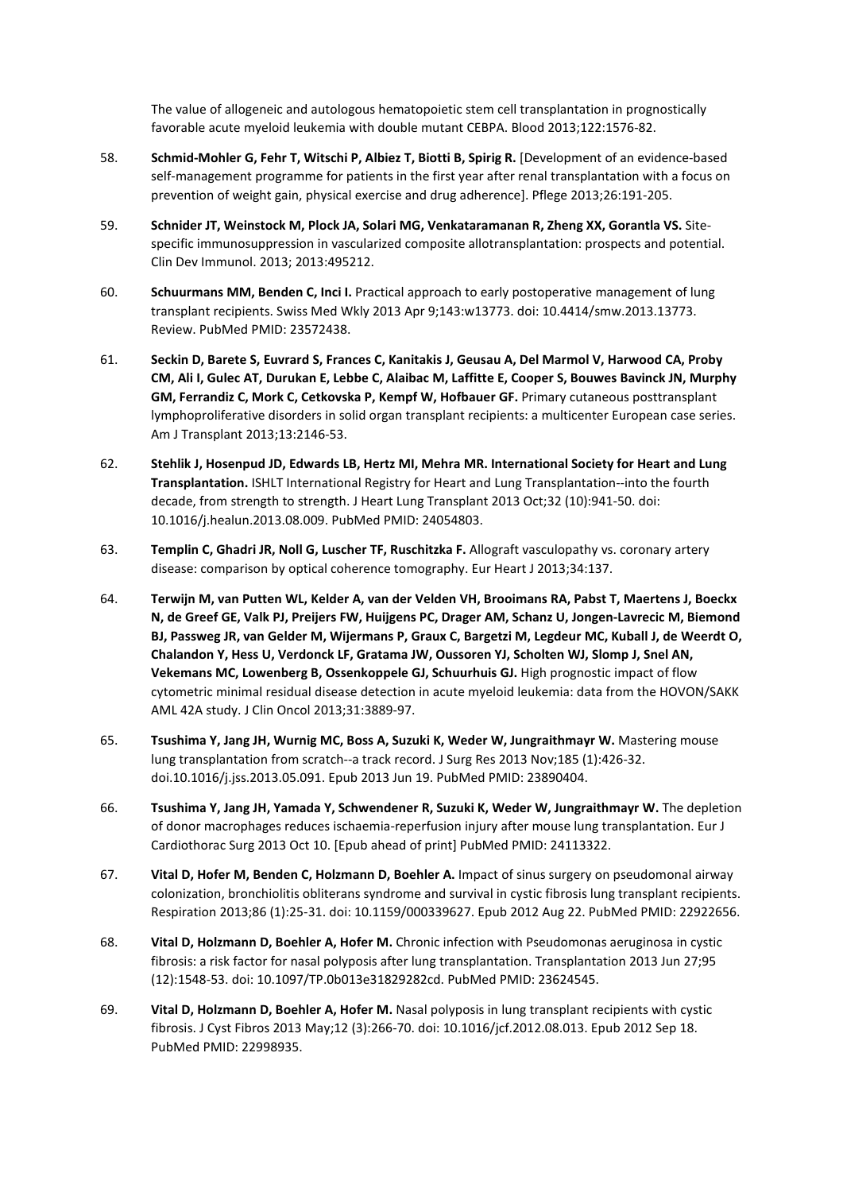The value of allogeneic and autologous hematopoietic stem cell transplantation in prognostically favorable acute myeloid leukemia with double mutant CEBPA. Blood 2013;122:1576-82.

58. **Schmid-Mohler G, Fehr T, Witschi P, Albiez T, Biotti B, Spirig R.** [Development of an evidence-based self-management programme for patients in the first year after renal transplantation with a focus on prevention of weight gain, physical exercise and drug adherence]. Pflege 2013;26:191-205.

59. **Schnider JT, Weinstock M, Plock JA, Solari MG, Venkataramanan R, Zheng XX, Gorantla VS.** Site-specific immunosuppression in vascularized composite allotransplantation: prospects and potential. Clin Dev Immunol. 2013; 2013:495212.

60. **Schuurmans MM, Benden C, Inci I.** Practical approach to early postoperative management of lung transplant recipients. Swiss Med Wkly 2013 Apr 9;143:w13773. doi: 10.4414/smw.2013.13773. Review. PubMed PMID: 23572438.

61. **Seckin D, Barete S, Euvrard S, Frances C, Kanitakis J, Geusau A, Del Marmol V, Harwood CA, Proby CM, Ali I, Gulec AT, Durukan E, Lebbe C, Alaibac M, Laffitte E, Cooper S, Bouwes Bavinck JN, Murphy GM, Ferrandiz C, Mork C, Cetkovska P, Kempf W, Hofbauer GF.** Primary cutaneous posttransplant lymphoproliferative disorders in solid organ transplant recipients: a multicenter European case series. Am J Transplant 2013;13:2146-53.

62. **Stehlik J, Hosenpud JD, Edwards LB, Hertz MI, Mehra MR. International Society for Heart and Lung Transplantation.** ISHLT International Registry for Heart and Lung Transplantation--into the fourth decade, from strength to strength. J Heart Lung Transplant 2013 Oct;32 (10):941-50. doi: 10.1016/j.healun.2013.08.009. PubMed PMID: 24054803.

63. **Templin C, Ghadri JR, Noll G, Luscher TF, Ruschitzka F.** Allograft vasculopathy vs. coronary artery disease: comparison by optical coherence tomography. Eur Heart J 2013;34:137.

64. **Terwijn M, van Putten WL, Kelder A, van der Velden VH, Brooimans RA, Pabst T, Maertens J, Boeckx N, de Greef GE, Valk PJ, Preijers FW, Huijgens PC, Drager AM, Schanz U, Jongen-Lavrecic M, Biemond BJ, Passweg JR, van Gelder M, Wijermans P, Graux C, Bargetzi M, Legdeur MC, Kuball J, de Weerdt O, Chalandon Y, Hess U, Verdonck LF, Gratama JW, Oussoren YJ, Scholten WJ, Slomp J, Snel AN, Vekemans MC, Lowenberg B, Ossenkoppele GJ, Schuurhuis GJ.** High prognostic impact of flow cytometric minimal residual disease detection in acute myeloid leukemia: data from the HOVON/SAKK AML 42A study. J Clin Oncol 2013;31:3889-97.

65. **Tsushima Y, Jang JH, Wurnig MC, Boss A, Suzuki K, Weder W, Jungraithmayr W.** Mastering mouse lung transplantation from scratch--a track record. J Surg Res 2013 Nov;185 (1):426-32. doi.10.1016/j.jss.2013.05.091. Epub 2013 Jun 19. PubMed PMID: 23890404.

66. **Tsushima Y, Jang JH, Yamada Y, Schwendener R, Suzuki K, Weder W, Jungraithmayr W.** The depletion of donor macrophages reduces ischaemia-reperfusion injury after mouse lung transplantation. Eur J Cardiothorac Surg 2013 Oct 10. [Epub ahead of print] PubMed PMID: 24113322.

67. **Vital D, Hofer M, Benden C, Holzmann D, Boehler A.** Impact of sinus surgery on pseudomonal airway colonization, bronchiolitis obliterans syndrome and survival in cystic fibrosis lung transplant recipients. Respiration 2013;86 (1):25-31. doi: 10.1159/000339627. Epub 2012 Aug 22. PubMed PMID: 22922656.

68. **Vital D, Holzmann D, Boehler A, Hofer M.** Chronic infection with Pseudomonas aeruginosa in cystic fibrosis: a risk factor for nasal polyposis after lung transplantation. Transplantation 2013 Jun 27;95 (12):1548-53. doi: 10.1097/TP.0b013e31829282cd. PubMed PMID: 23624545.

69. **Vital D, Holzmann D, Boehler A, Hofer M.** Nasal polyposis in lung transplant recipients with cystic fibrosis. J Cyst Fibros 2013 May;12 (3):266-70. doi: 10.1016/jcf.2012.08.013. Epub 2012 Sep 18. PubMed PMID: 22998935.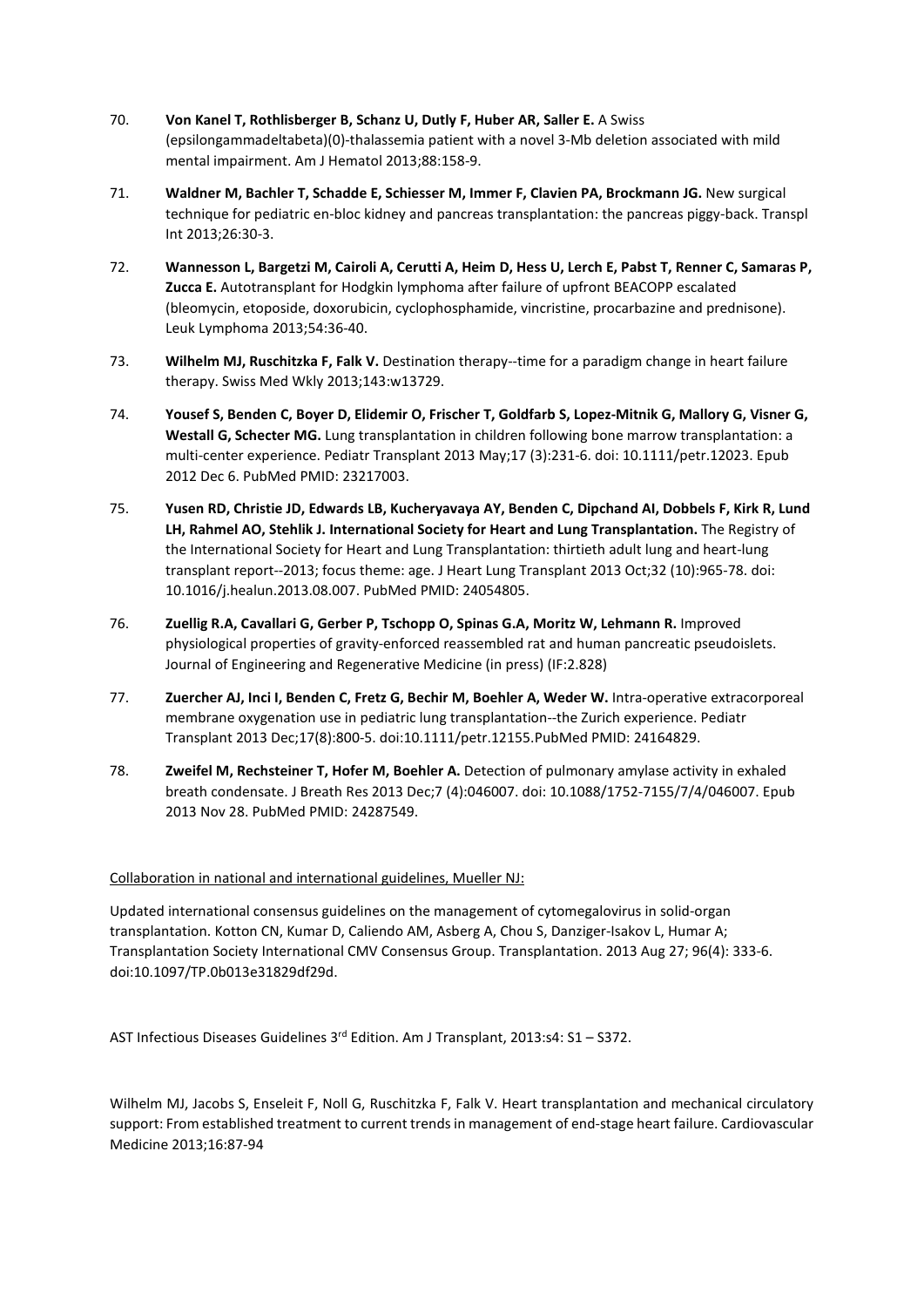70. **Von Kanel T, Rothlisberger B, Schanz U, Dutly F, Huber AR, Saller E.** A Swiss (epsilongammadeltabeta)(0)-thalassemia patient with a novel 3-Mb deletion associated with mild mental impairment. Am J Hematol 2013;88:158-9.

71. **Waldner M, Bachler T, Schadde E, Schiesser M, Immer F, Clavien PA, Brockmann JG.** New surgical technique for pediatric en-bloc kidney and pancreas transplantation: the pancreas piggy-back. Transpl Int 2013;26:30-3.

72. **Wannesson L, Bargetzi M, Cairoli A, Cerutti A, Heim D, Hess U, Lerch E, Pabst T, Renner C, Samaras P, Zucca E.** Autotransplant for Hodgkin lymphoma after failure of upfront BEACOPP escalated (bleomycin, etoposide, doxorubicin, cyclophosphamide, vincristine, procarbazine and prednisone). Leuk Lymphoma 2013;54:36-40.

73. **Wilhelm MJ, Ruschitzka F, Falk V.** Destination therapy--time for a paradigm change in heart failure therapy. Swiss Med Wkly 2013;143:w13729.

74. **Yousef S, Benden C, Boyer D, Elidemir O, Frischer T, Goldfarb S, Lopez-Mitnik G, Mallory G, Visner G, Westall G, Schecter MG.** Lung transplantation in children following bone marrow transplantation: a multi-center experience. Pediatr Transplant 2013 May;17 (3):231-6. doi: 10.1111/petr.12023. Epub 2012 Dec 6. PubMed PMID: 23217003.

75. **Yusen RD, Christie JD, Edwards LB, Kucheryavaya AY, Benden C, Dipchand AI, Dobbels F, Kirk R, Lund LH, Rahmel AO, Stehlik J. International Society for Heart and Lung Transplantation.** The Registry of the International Society for Heart and Lung Transplantation: thirtieth adult lung and heart-lung transplant report--2013; focus theme: age. J Heart Lung Transplant 2013 Oct;32 (10):965-78. doi: 10.1016/j.healun.2013.08.007. PubMed PMID: 24054805.

76. **Zuellig R.A, Cavallari G, Gerber P, Tschopp O, Spinas G.A, Moritz W, Lehmann R.** Improved physiological properties of gravity-enforced reassembled rat and human pancreatic pseudoislets. Journal of Engineering and Regenerative Medicine (in press) (IF:2.828)

77. **Zuercher AJ, Inci I, Benden C, Fretz G, Bechir M, Boehler A, Weder W.** Intra-operative extracorporeal membrane oxygenation use in pediatric lung transplantation--the Zurich experience. Pediatr Transplant 2013 Dec;17(8):800-5. doi:10.1111/petr.12155.PubMed PMID: 24164829.

78. **Zweifel M, Rechsteiner T, Hofer M, Boehler A.** Detection of pulmonary amylase activity in exhaled breath condensate. J Breath Res 2013 Dec;7 (4):046007. doi: 10.1088/1752-7155/7/4/046007. Epub 2013 Nov 28. PubMed PMID: 24287549.

<u>Collaboration in national and international guidelines, Mueller NJ:</u>

Updated international consensus guidelines on the management of cytomegalovirus in solid-organ transplantation. Kotton CN, Kumar D, Caliendo AM, Asberg A, Chou S, Danziger-Isakov L, Humar A; Transplantation Society International CMV Consensus Group. Transplantation. 2013 Aug 27; 96(4): 333-6. doi:10.1097/TP.0b013e31829df29d.

AST Infectious Diseases Guidelines 3rd Edition. Am J Transplant, 2013:s4: S1 – S372.

Wilhelm MJ, Jacobs S, Enseleit F, Noll G, Ruschitzka F, Falk V. Heart transplantation and mechanical circulatory support: From established treatment to current trends in management of end-stage heart failure. Cardiovascular Medicine 2013;16:87-94